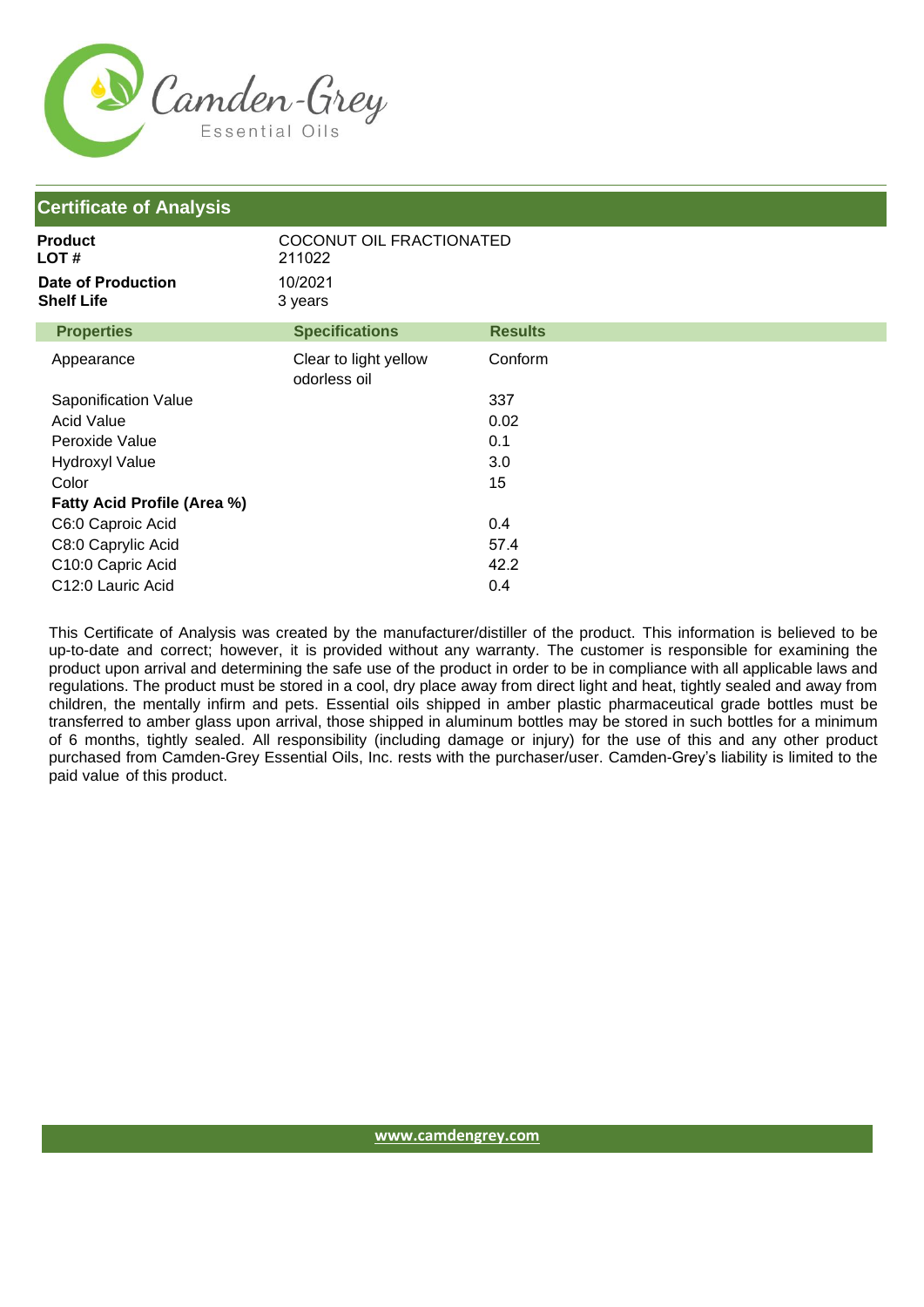## Certificate of Analysis

**Product** COCONUT OIL FRACTIONATED
**LOT #** 211022

**Date of Production** 10/2021
**Shelf Life** 3 years

| Properties | Specifications | Results |
|---|---|---|
| Appearance | Clear to light yellow odorless oil | Conform |
| Saponification Value | | 337 |
| Acid Value | | 0.02 |
| Peroxide Value | | 0.1 |
| Hydroxyl Value | | 3.0 |
| Color | | 15 |
| **Fatty Acid Profile (Area %)** | | |
| C6:0 Caproic Acid | | 0.4 |
| C8:0 Caprylic Acid | | 57.4 |
| C10:0 Capric Acid | | 42.2 |
| C12:0 Lauric Acid | | 0.4 |

This Certificate of Analysis was created by the manufacturer/distiller of the product. This information is believed to be up-to-date and correct; however, it is provided without any warranty. The customer is responsible for examining the product upon arrival and determining the safe use of the product in order to be in compliance with all applicable laws and regulations. The product must be stored in a cool, dry place away from direct light and heat, tightly sealed and away from children, the mentally infirm and pets. Essential oils shipped in amber plastic pharmaceutical grade bottles must be transferred to amber glass upon arrival, those shipped in aluminum bottles may be stored in such bottles for a minimum of 6 months, tightly sealed. All responsibility (including damage or injury) for the use of this and any other product purchased from Camden-Grey Essential Oils, Inc. rests with the purchaser/user. Camden-Grey's liability is limited to the paid value of this product.

www.camdengrey.com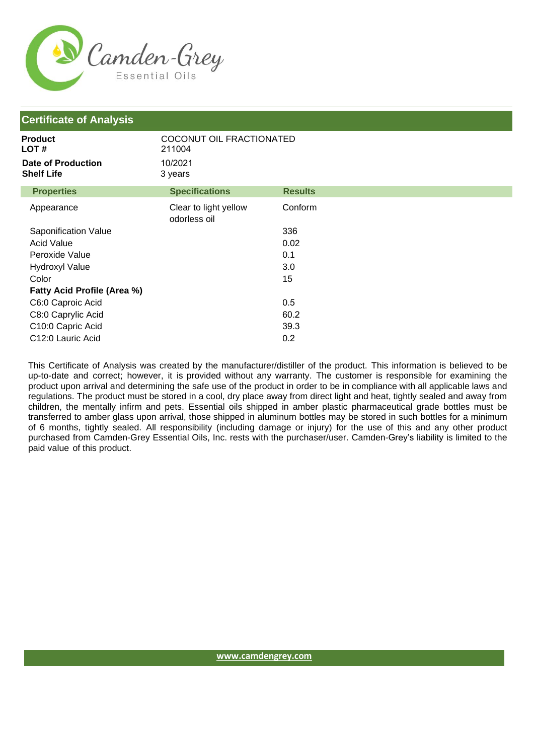Camden-Grey Essential Oils

## Certificate of Analysis

| | |
|---|---|
| **Product** | COCONUT OIL FRACTIONATED |
| **LOT #** | 211004 |
| **Date of Production** | 10/2021 |
| **Shelf Life** | 3 years |

| Properties | Specifications | Results |
|---|---|---|
| Appearance | Clear to light yellow odorless oil | Conform |
| Saponification Value | | 336 |
| Acid Value | | 0.02 |
| Peroxide Value | | 0.1 |
| Hydroxyl Value | | 3.0 |
| Color | | 15 |
| **Fatty Acid Profile (Area %)** | | |
| C6:0 Caproic Acid | | 0.5 |
| C8:0 Caprylic Acid | | 60.2 |
| C10:0 Capric Acid | | 39.3 |
| C12:0 Lauric Acid | | 0.2 |

This Certificate of Analysis was created by the manufacturer/distiller of the product. This information is believed to be up-to-date and correct; however, it is provided without any warranty. The customer is responsible for examining the product upon arrival and determining the safe use of the product in order to be in compliance with all applicable laws and regulations. The product must be stored in a cool, dry place away from direct light and heat, tightly sealed and away from children, the mentally infirm and pets. Essential oils shipped in amber plastic pharmaceutical grade bottles must be transferred to amber glass upon arrival, those shipped in aluminum bottles may be stored in such bottles for a minimum of 6 months, tightly sealed. All responsibility (including damage or injury) for the use of this and any other product purchased from Camden-Grey Essential Oils, Inc. rests with the purchaser/user. Camden-Grey's liability is limited to the paid value of this product.

www.camdengrey.com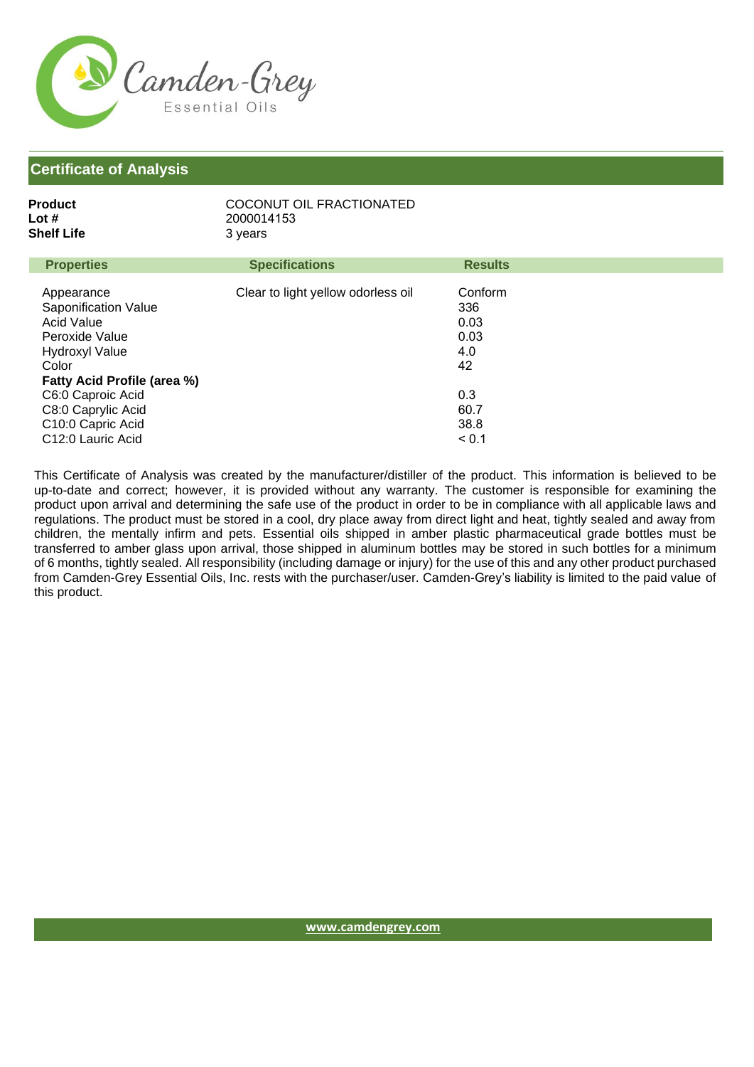Camden-Grey Essential Oils

## Certificate of Analysis

**Product** COCONUT OIL FRACTIONATED
**Lot #** 2000014153
**Shelf Life** 3 years

| Properties | Specifications | Results |
|---|---|---|
| Appearance | Clear to light yellow odorless oil | Conform |
| Saponification Value | | 336 |
| Acid Value | | 0.03 |
| Peroxide Value | | 0.03 |
| Hydroxyl Value | | 4.0 |
| Color | | 42 |
| **Fatty Acid Profile (area %)** | | |
| C6:0 Caproic Acid | | 0.3 |
| C8:0 Caprylic Acid | | 60.7 |
| C10:0 Capric Acid | | 38.8 |
| C12:0 Lauric Acid | | < 0.1 |

This Certificate of Analysis was created by the manufacturer/distiller of the product. This information is believed to be up-to-date and correct; however, it is provided without any warranty. The customer is responsible for examining the product upon arrival and determining the safe use of the product in order to be in compliance with all applicable laws and regulations. The product must be stored in a cool, dry place away from direct light and heat, tightly sealed and away from children, the mentally infirm and pets. Essential oils shipped in amber plastic pharmaceutical grade bottles must be transferred to amber glass upon arrival, those shipped in aluminum bottles may be stored in such bottles for a minimum of 6 months, tightly sealed. All responsibility (including damage or injury) for the use of this and any other product purchased from Camden-Grey Essential Oils, Inc. rests with the purchaser/user. Camden-Grey's liability is limited to the paid value of this product.

www.camdengrey.com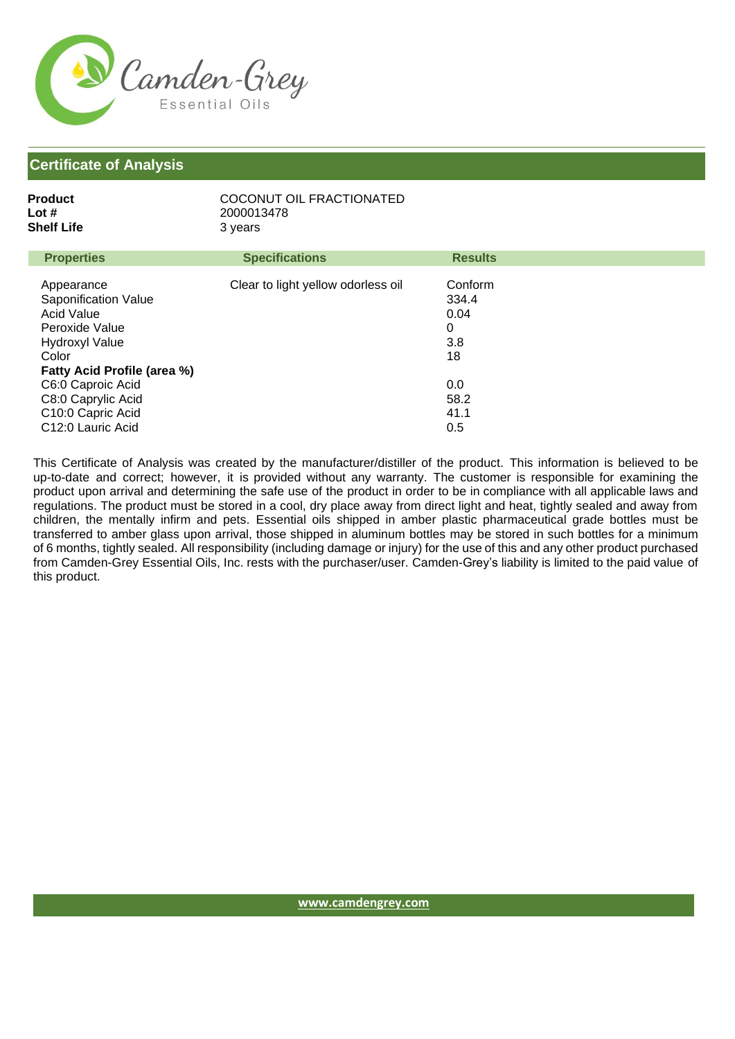Camden-Grey
Essential Oils

## Certificate of Analysis

**Product** COCONUT OIL FRACTIONATED
**Lot #** 2000013478
**Shelf Life** 3 years

| Properties | Specifications | Results |
|---|---|---|
| Appearance | Clear to light yellow odorless oil | Conform |
| Saponification Value | | 334.4 |
| Acid Value | | 0.04 |
| Peroxide Value | | 0 |
| Hydroxyl Value | | 3.8 |
| Color | | 18 |
| **Fatty Acid Profile (area %)** | | |
| C6:0 Caproic Acid | | 0.0 |
| C8:0 Caprylic Acid | | 58.2 |
| C10:0 Capric Acid | | 41.1 |
| C12:0 Lauric Acid | | 0.5 |

This Certificate of Analysis was created by the manufacturer/distiller of the product. This information is believed to be up-to-date and correct; however, it is provided without any warranty. The customer is responsible for examining the product upon arrival and determining the safe use of the product in order to be in compliance with all applicable laws and regulations. The product must be stored in a cool, dry place away from direct light and heat, tightly sealed and away from children, the mentally infirm and pets. Essential oils shipped in amber plastic pharmaceutical grade bottles must be transferred to amber glass upon arrival, those shipped in aluminum bottles may be stored in such bottles for a minimum of 6 months, tightly sealed. All responsibility (including damage or injury) for the use of this and any other product purchased from Camden-Grey Essential Oils, Inc. rests with the purchaser/user. Camden-Grey's liability is limited to the paid value of this product.

www.camdengrey.com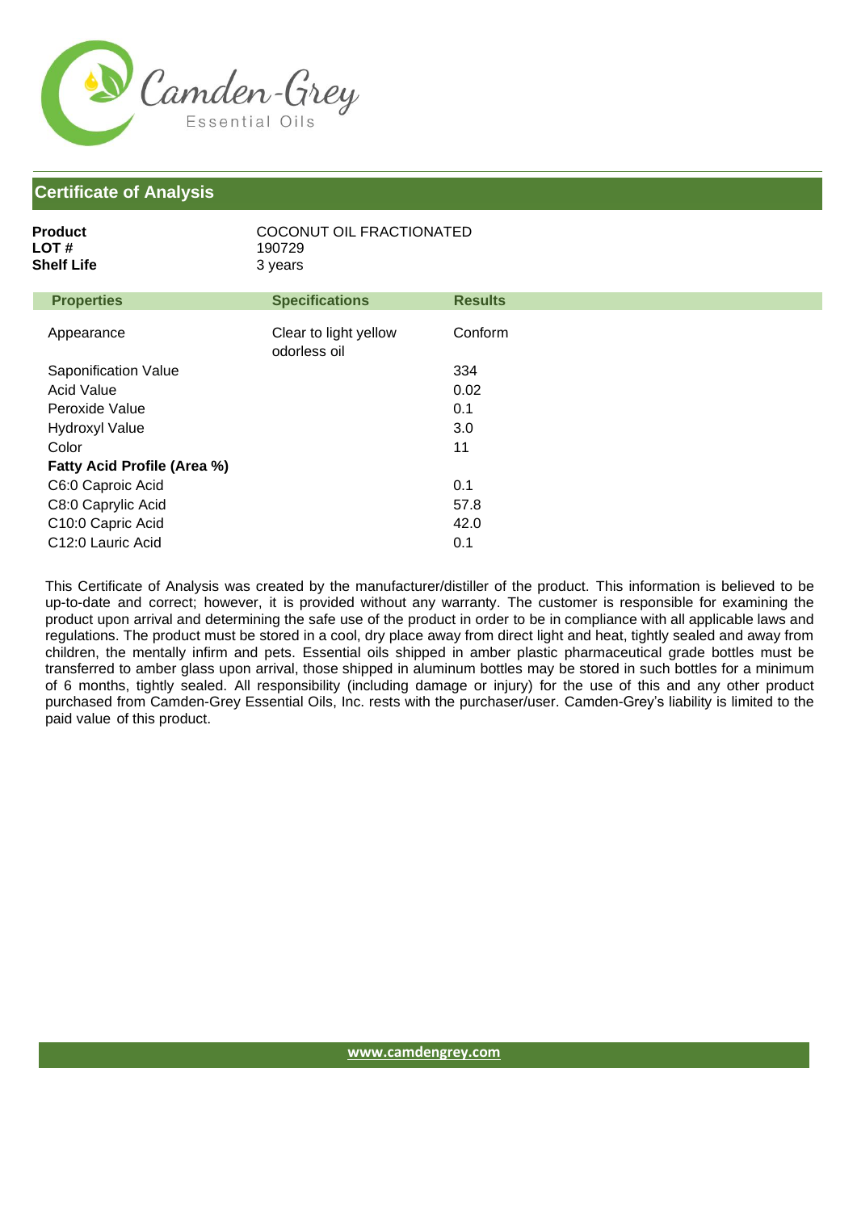Camden-Grey
Essential Oils

## Certificate of Analysis

**Product** COCONUT OIL FRACTIONATED
**LOT #** 190729
**Shelf Life** 3 years

| Properties | Specifications | Results |
|---|---|---|
| Appearance | Clear to light yellow odorless oil | Conform |
| Saponification Value | | 334 |
| Acid Value | | 0.02 |
| Peroxide Value | | 0.1 |
| Hydroxyl Value | | 3.0 |
| Color | | 11 |
| **Fatty Acid Profile (Area %)** | | |
| C6:0 Caproic Acid | | 0.1 |
| C8:0 Caprylic Acid | | 57.8 |
| C10:0 Capric Acid | | 42.0 |
| C12:0 Lauric Acid | | 0.1 |

This Certificate of Analysis was created by the manufacturer/distiller of the product. This information is believed to be up-to-date and correct; however, it is provided without any warranty. The customer is responsible for examining the product upon arrival and determining the safe use of the product in order to be in compliance with all applicable laws and regulations. The product must be stored in a cool, dry place away from direct light and heat, tightly sealed and away from children, the mentally infirm and pets. Essential oils shipped in amber plastic pharmaceutical grade bottles must be transferred to amber glass upon arrival, those shipped in aluminum bottles may be stored in such bottles for a minimum of 6 months, tightly sealed. All responsibility (including damage or injury) for the use of this and any other product purchased from Camden-Grey Essential Oils, Inc. rests with the purchaser/user. Camden-Grey's liability is limited to the paid value of this product.

www.camdengrey.com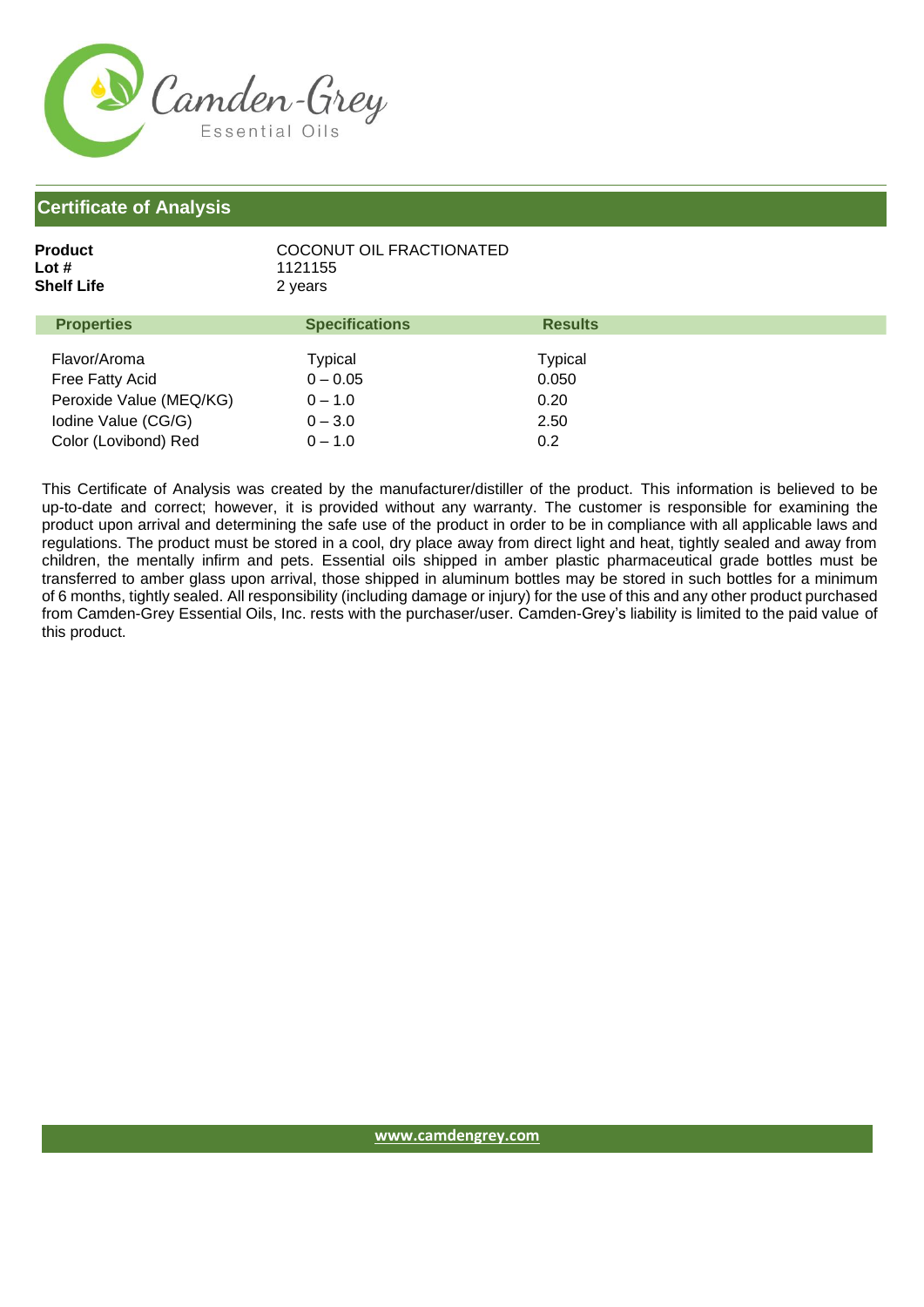## Certificate of Analysis

**Product** COCONUT OIL FRACTIONATED
**Lot #** 1121155
**Shelf Life** 2 years

| Properties | Specifications | Results |
|---|---|---|
| Flavor/Aroma | Typical | Typical |
| Free Fatty Acid | 0 – 0.05 | 0.050 |
| Peroxide Value (MEQ/KG) | 0 – 1.0 | 0.20 |
| Iodine Value (CG/G) | 0 – 3.0 | 2.50 |
| Color (Lovibond) Red | 0 – 1.0 | 0.2 |

This Certificate of Analysis was created by the manufacturer/distiller of the product. This information is believed to be up-to-date and correct; however, it is provided without any warranty. The customer is responsible for examining the product upon arrival and determining the safe use of the product in order to be in compliance with all applicable laws and regulations. The product must be stored in a cool, dry place away from direct light and heat, tightly sealed and away from children, the mentally infirm and pets. Essential oils shipped in amber plastic pharmaceutical grade bottles must be transferred to amber glass upon arrival, those shipped in aluminum bottles may be stored in such bottles for a minimum of 6 months, tightly sealed. All responsibility (including damage or injury) for the use of this and any other product purchased from Camden-Grey Essential Oils, Inc. rests with the purchaser/user. Camden-Grey's liability is limited to the paid value of this product.

www.camdengrey.com